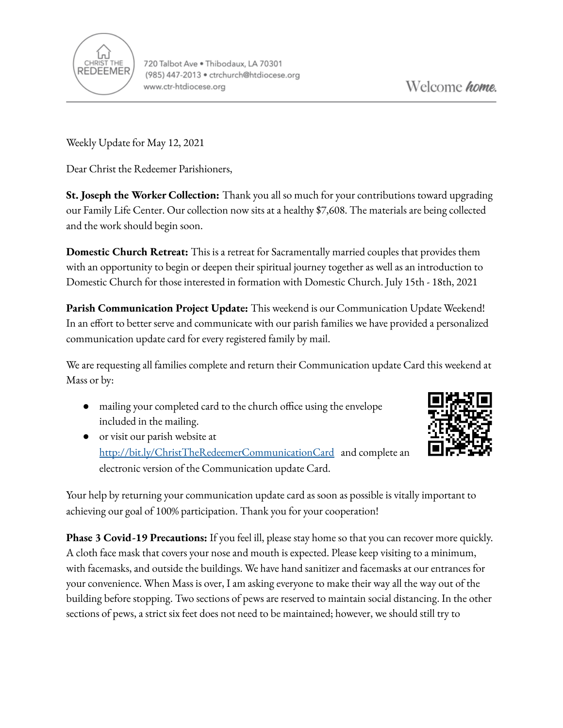CHRIST THE REDEEMER

720 Talbot Ave • Thibodaux, LA 70301
(985) 447-2013 • ctrchurch@htdiocese.org
www.ctr-htdiocese.org

Welcome *home.*

---

Weekly Update for May 12, 2021

Dear Christ the Redeemer Parishioners,

**St. Joseph the Worker Collection:** Thank you all so much for your contributions toward upgrading our Family Life Center. Our collection now sits at a healthy $7,608. The materials are being collected and the work should begin soon.

**Domestic Church Retreat:** This is a retreat for Sacramentally married couples that provides them with an opportunity to begin or deepen their spiritual journey together as well as an introduction to Domestic Church for those interested in formation with Domestic Church. July 15th - 18th, 2021

**Parish Communication Project Update:** This weekend is our Communication Update Weekend! In an effort to better serve and communicate with our parish families we have provided a personalized communication update card for every registered family by mail.

We are requesting all families complete and return their Communication update Card this weekend at Mass or by:

- mailing your completed card to the church office using the envelope included in the mailing.
- or visit our parish website at [http://bit.ly/ChristTheRedeemerCommunicationCard](http://bit.ly/ChristTheRedeemerCommunicationCard) and complete an electronic version of the Communication update Card.

Your help by returning your communication update card as soon as possible is vitally important to achieving our goal of 100% participation. Thank you for your cooperation!

**Phase 3 Covid-19 Precautions:** If you feel ill, please stay home so that you can recover more quickly. A cloth face mask that covers your nose and mouth is expected. Please keep visiting to a minimum, with facemasks, and outside the buildings. We have hand sanitizer and facemasks at our entrances for your convenience. When Mass is over, I am asking everyone to make their way all the way out of the building before stopping. Two sections of pews are reserved to maintain social distancing. In the other sections of pews, a strict six feet does not need to be maintained; however, we should still try to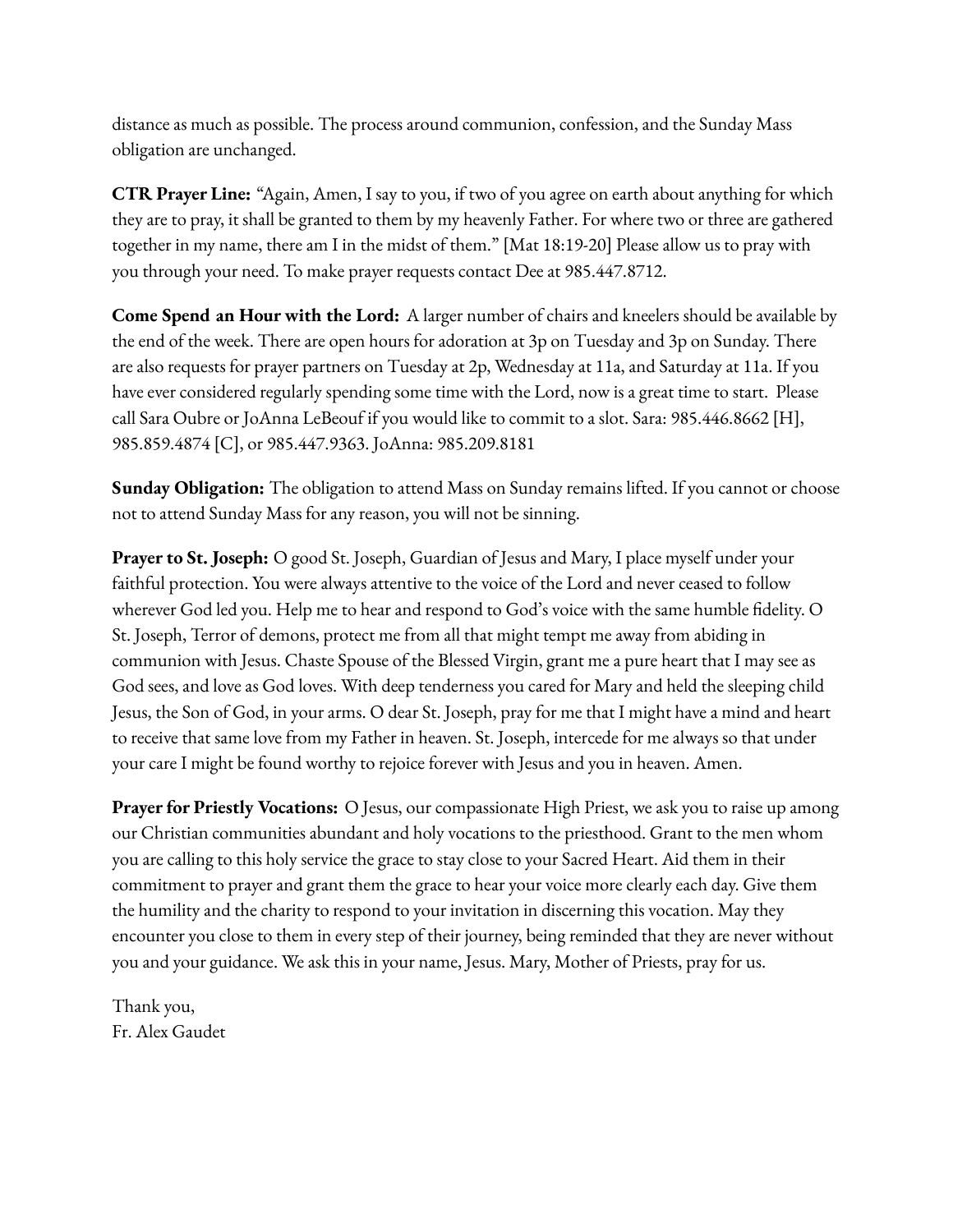distance as much as possible. The process around communion, confession, and the Sunday Mass obligation are unchanged.

**CTR Prayer Line:** "Again, Amen, I say to you, if two of you agree on earth about anything for which they are to pray, it shall be granted to them by my heavenly Father. For where two or three are gathered together in my name, there am I in the midst of them." [Mat 18:19-20] Please allow us to pray with you through your need. To make prayer requests contact Dee at 985.447.8712.

**Come Spend an Hour with the Lord:** A larger number of chairs and kneelers should be available by the end of the week. There are open hours for adoration at 3p on Tuesday and 3p on Sunday. There are also requests for prayer partners on Tuesday at 2p, Wednesday at 11a, and Saturday at 11a. If you have ever considered regularly spending some time with the Lord, now is a great time to start. Please call Sara Oubre or JoAnna LeBeouf if you would like to commit to a slot. Sara: 985.446.8662 [H], 985.859.4874 [C], or 985.447.9363. JoAnna: 985.209.8181

**Sunday Obligation:** The obligation to attend Mass on Sunday remains lifted. If you cannot or choose not to attend Sunday Mass for any reason, you will not be sinning.

**Prayer to St. Joseph:** O good St. Joseph, Guardian of Jesus and Mary, I place myself under your faithful protection. You were always attentive to the voice of the Lord and never ceased to follow wherever God led you. Help me to hear and respond to God's voice with the same humble fidelity. O St. Joseph, Terror of demons, protect me from all that might tempt me away from abiding in communion with Jesus. Chaste Spouse of the Blessed Virgin, grant me a pure heart that I may see as God sees, and love as God loves. With deep tenderness you cared for Mary and held the sleeping child Jesus, the Son of God, in your arms. O dear St. Joseph, pray for me that I might have a mind and heart to receive that same love from my Father in heaven. St. Joseph, intercede for me always so that under your care I might be found worthy to rejoice forever with Jesus and you in heaven. Amen.

**Prayer for Priestly Vocations:** O Jesus, our compassionate High Priest, we ask you to raise up among our Christian communities abundant and holy vocations to the priesthood. Grant to the men whom you are calling to this holy service the grace to stay close to your Sacred Heart. Aid them in their commitment to prayer and grant them the grace to hear your voice more clearly each day. Give them the humility and the charity to respond to your invitation in discerning this vocation. May they encounter you close to them in every step of their journey, being reminded that they are never without you and your guidance. We ask this in your name, Jesus. Mary, Mother of Priests, pray for us.

Thank you,
Fr. Alex Gaudet